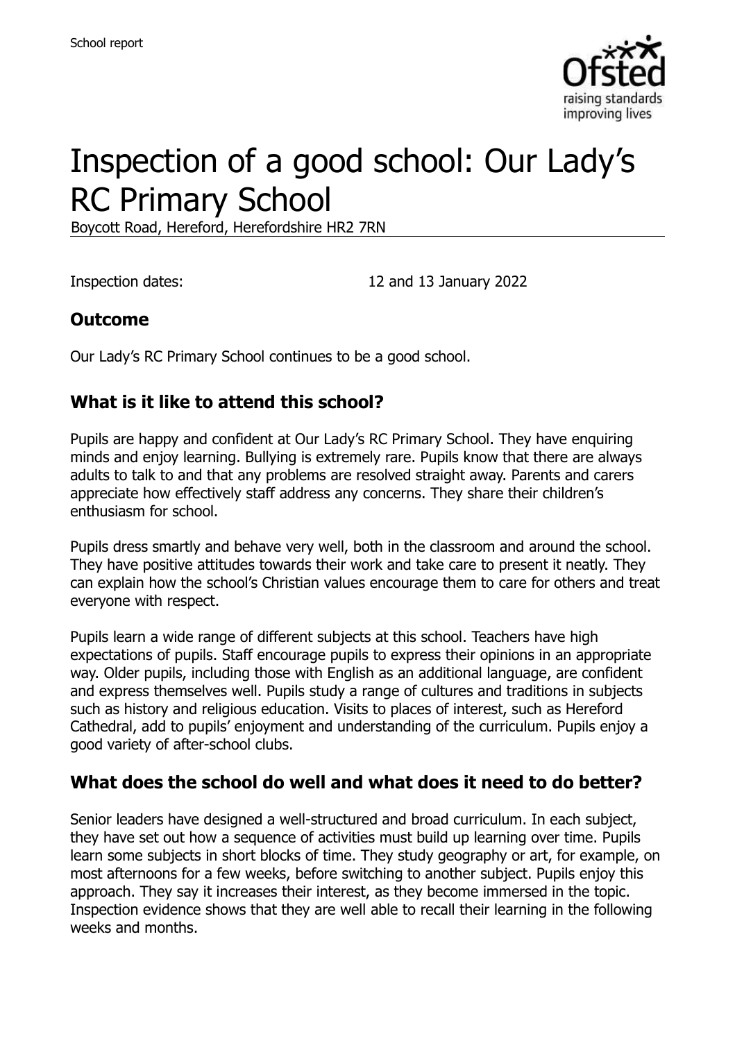School report

# Inspection of a good school: Our Lady's RC Primary School

Boycott Road, Hereford, Herefordshire HR2 7RN

Inspection dates: 12 and 13 January 2022

## Outcome

Our Lady's RC Primary School continues to be a good school.

## What is it like to attend this school?

Pupils are happy and confident at Our Lady's RC Primary School. They have enquiring minds and enjoy learning. Bullying is extremely rare. Pupils know that there are always adults to talk to and that any problems are resolved straight away. Parents and carers appreciate how effectively staff address any concerns. They share their children's enthusiasm for school.

Pupils dress smartly and behave very well, both in the classroom and around the school. They have positive attitudes towards their work and take care to present it neatly. They can explain how the school's Christian values encourage them to care for others and treat everyone with respect.

Pupils learn a wide range of different subjects at this school. Teachers have high expectations of pupils. Staff encourage pupils to express their opinions in an appropriate way. Older pupils, including those with English as an additional language, are confident and express themselves well. Pupils study a range of cultures and traditions in subjects such as history and religious education. Visits to places of interest, such as Hereford Cathedral, add to pupils' enjoyment and understanding of the curriculum. Pupils enjoy a good variety of after-school clubs.

## What does the school do well and what does it need to do better?

Senior leaders have designed a well-structured and broad curriculum. In each subject, they have set out how a sequence of activities must build up learning over time. Pupils learn some subjects in short blocks of time. They study geography or art, for example, on most afternoons for a few weeks, before switching to another subject. Pupils enjoy this approach. They say it increases their interest, as they become immersed in the topic. Inspection evidence shows that they are well able to recall their learning in the following weeks and months.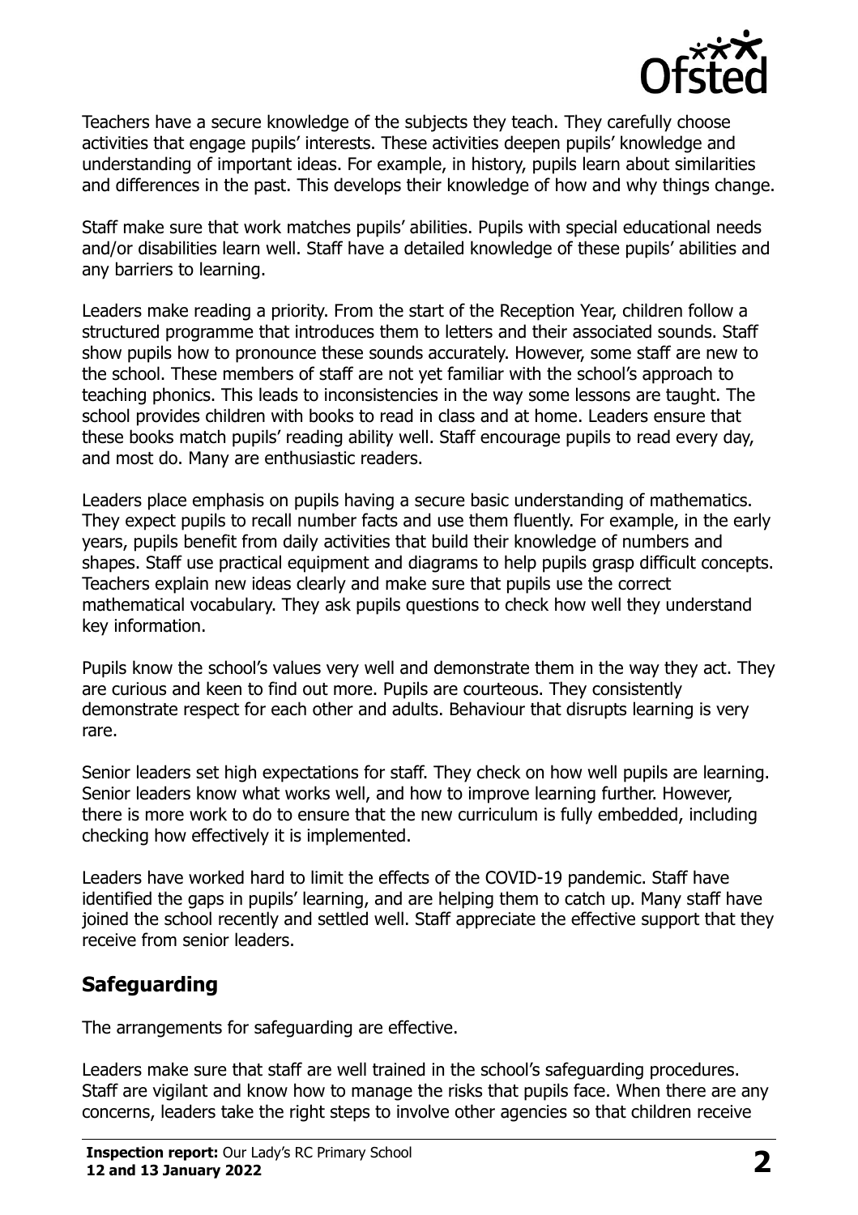Teachers have a secure knowledge of the subjects they teach. They carefully choose activities that engage pupils' interests. These activities deepen pupils' knowledge and understanding of important ideas. For example, in history, pupils learn about similarities and differences in the past. This develops their knowledge of how and why things change.

Staff make sure that work matches pupils' abilities. Pupils with special educational needs and/or disabilities learn well. Staff have a detailed knowledge of these pupils' abilities and any barriers to learning.

Leaders make reading a priority. From the start of the Reception Year, children follow a structured programme that introduces them to letters and their associated sounds. Staff show pupils how to pronounce these sounds accurately. However, some staff are new to the school. These members of staff are not yet familiar with the school's approach to teaching phonics. This leads to inconsistencies in the way some lessons are taught. The school provides children with books to read in class and at home. Leaders ensure that these books match pupils' reading ability well. Staff encourage pupils to read every day, and most do. Many are enthusiastic readers.

Leaders place emphasis on pupils having a secure basic understanding of mathematics. They expect pupils to recall number facts and use them fluently. For example, in the early years, pupils benefit from daily activities that build their knowledge of numbers and shapes. Staff use practical equipment and diagrams to help pupils grasp difficult concepts. Teachers explain new ideas clearly and make sure that pupils use the correct mathematical vocabulary. They ask pupils questions to check how well they understand key information.

Pupils know the school's values very well and demonstrate them in the way they act. They are curious and keen to find out more. Pupils are courteous. They consistently demonstrate respect for each other and adults. Behaviour that disrupts learning is very rare.

Senior leaders set high expectations for staff. They check on how well pupils are learning. Senior leaders know what works well, and how to improve learning further. However, there is more work to do to ensure that the new curriculum is fully embedded, including checking how effectively it is implemented.

Leaders have worked hard to limit the effects of the COVID-19 pandemic. Staff have identified the gaps in pupils' learning, and are helping them to catch up. Many staff have joined the school recently and settled well. Staff appreciate the effective support that they receive from senior leaders.

## Safeguarding

The arrangements for safeguarding are effective.

Leaders make sure that staff are well trained in the school's safeguarding procedures. Staff are vigilant and know how to manage the risks that pupils face. When there are any concerns, leaders take the right steps to involve other agencies so that children receive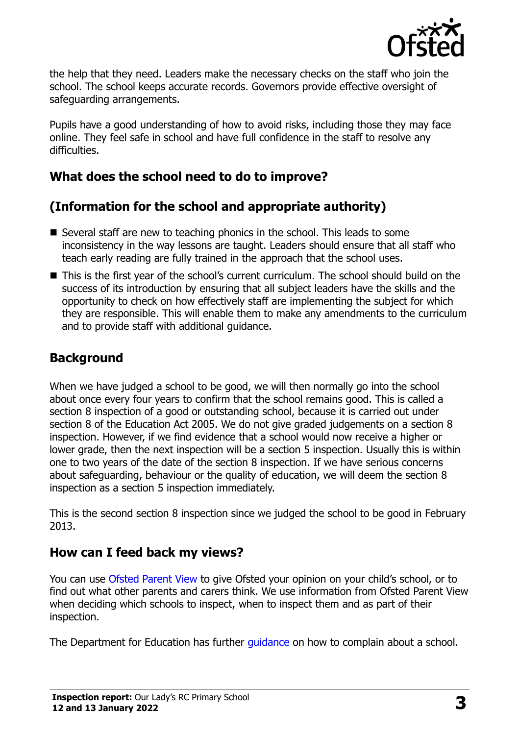the help that they need. Leaders make the necessary checks on the staff who join the school. The school keeps accurate records. Governors provide effective oversight of safeguarding arrangements.

Pupils have a good understanding of how to avoid risks, including those they may face online. They feel safe in school and have full confidence in the staff to resolve any difficulties.

## What does the school need to do to improve?

## (Information for the school and appropriate authority)

- Several staff are new to teaching phonics in the school. This leads to some inconsistency in the way lessons are taught. Leaders should ensure that all staff who teach early reading are fully trained in the approach that the school uses.
- This is the first year of the school's current curriculum. The school should build on the success of its introduction by ensuring that all subject leaders have the skills and the opportunity to check on how effectively staff are implementing the subject for which they are responsible. This will enable them to make any amendments to the curriculum and to provide staff with additional guidance.

## Background

When we have judged a school to be good, we will then normally go into the school about once every four years to confirm that the school remains good. This is called a section 8 inspection of a good or outstanding school, because it is carried out under section 8 of the Education Act 2005. We do not give graded judgements on a section 8 inspection. However, if we find evidence that a school would now receive a higher or lower grade, then the next inspection will be a section 5 inspection. Usually this is within one to two years of the date of the section 8 inspection. If we have serious concerns about safeguarding, behaviour or the quality of education, we will deem the section 8 inspection as a section 5 inspection immediately.

This is the second section 8 inspection since we judged the school to be good in February 2013.

## How can I feed back my views?

You can use Ofsted Parent View to give Ofsted your opinion on your child's school, or to find out what other parents and carers think. We use information from Ofsted Parent View when deciding which schools to inspect, when to inspect them and as part of their inspection.

The Department for Education has further guidance on how to complain about a school.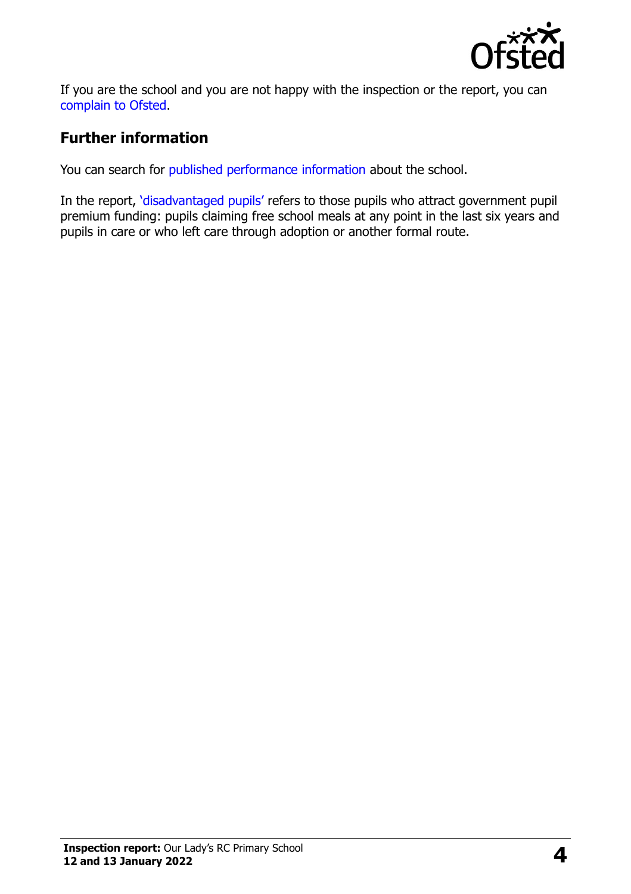If you are the school and you are not happy with the inspection or the report, you can complain to Ofsted.

## Further information

You can search for published performance information about the school.

In the report, 'disadvantaged pupils' refers to those pupils who attract government pupil premium funding: pupils claiming free school meals at any point in the last six years and pupils in care or who left care through adoption or another formal route.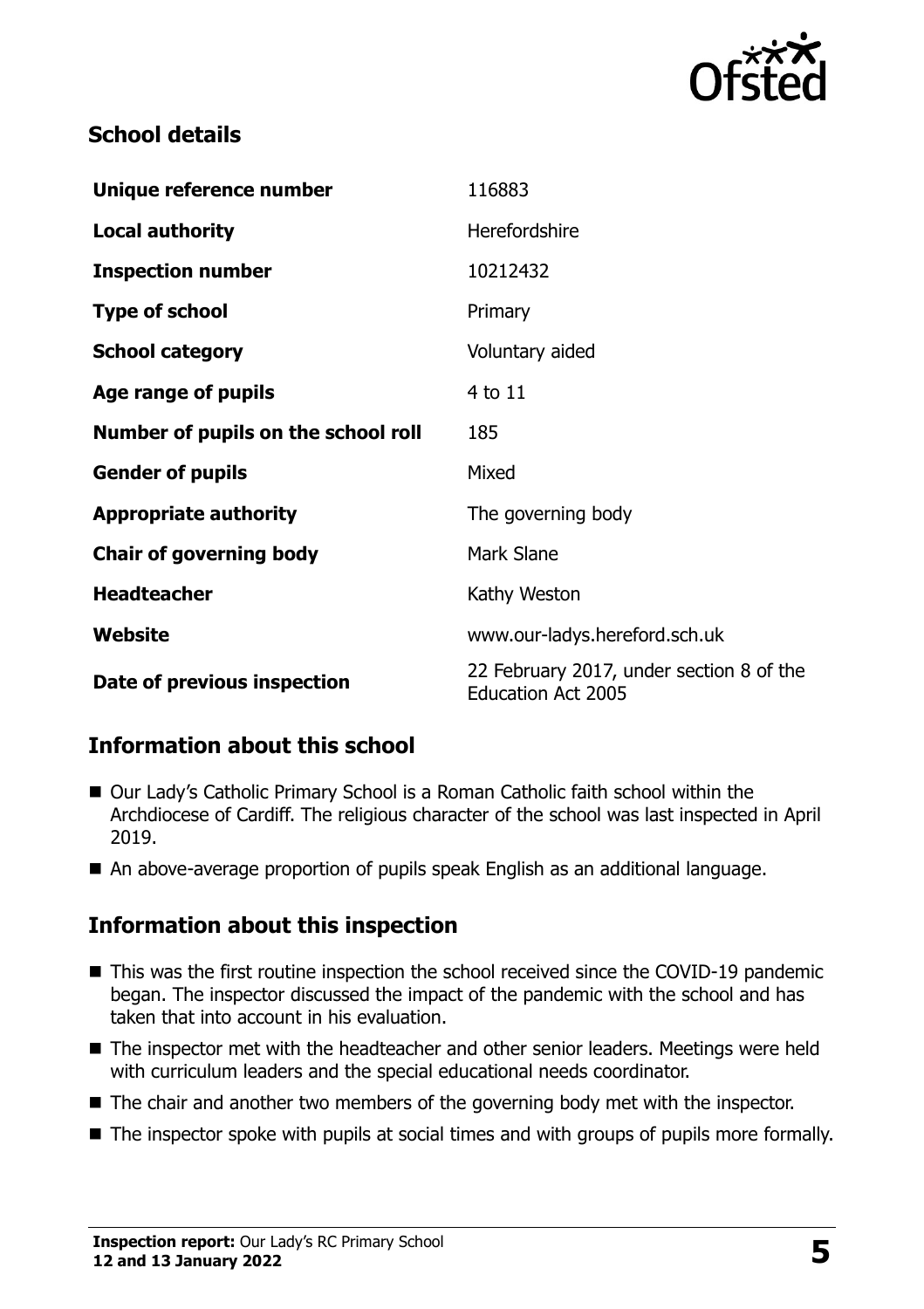## School details

| | |
|---|---|
| **Unique reference number** | 116883 |
| **Local authority** | Herefordshire |
| **Inspection number** | 10212432 |
| **Type of school** | Primary |
| **School category** | Voluntary aided |
| **Age range of pupils** | 4 to 11 |
| **Number of pupils on the school roll** | 185 |
| **Gender of pupils** | Mixed |
| **Appropriate authority** | The governing body |
| **Chair of governing body** | Mark Slane |
| **Headteacher** | Kathy Weston |
| **Website** | www.our-ladys.hereford.sch.uk |
| **Date of previous inspection** | 22 February 2017, under section 8 of the Education Act 2005 |

## Information about this school

- Our Lady's Catholic Primary School is a Roman Catholic faith school within the Archdiocese of Cardiff. The religious character of the school was last inspected in April 2019.
- An above-average proportion of pupils speak English as an additional language.

## Information about this inspection

- This was the first routine inspection the school received since the COVID-19 pandemic began. The inspector discussed the impact of the pandemic with the school and has taken that into account in his evaluation.
- The inspector met with the headteacher and other senior leaders. Meetings were held with curriculum leaders and the special educational needs coordinator.
- The chair and another two members of the governing body met with the inspector.
- The inspector spoke with pupils at social times and with groups of pupils more formally.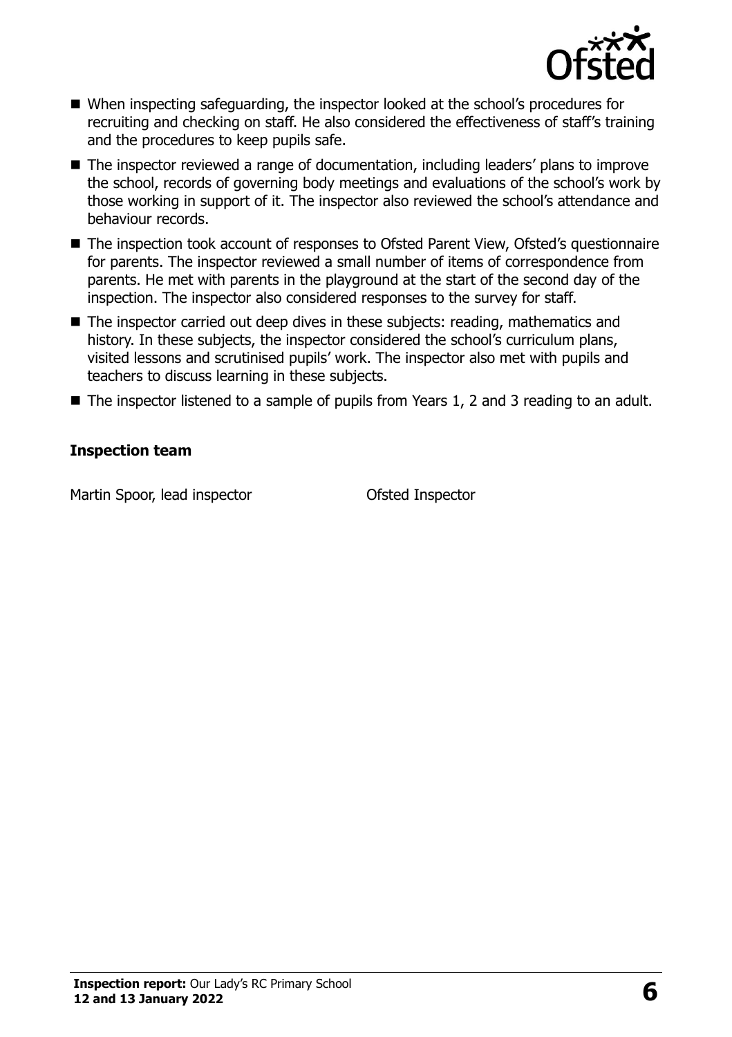- When inspecting safeguarding, the inspector looked at the school's procedures for recruiting and checking on staff. He also considered the effectiveness of staff's training and the procedures to keep pupils safe.
- The inspector reviewed a range of documentation, including leaders' plans to improve the school, records of governing body meetings and evaluations of the school's work by those working in support of it. The inspector also reviewed the school's attendance and behaviour records.
- The inspection took account of responses to Ofsted Parent View, Ofsted's questionnaire for parents. The inspector reviewed a small number of items of correspondence from parents. He met with parents in the playground at the start of the second day of the inspection. The inspector also considered responses to the survey for staff.
- The inspector carried out deep dives in these subjects: reading, mathematics and history. In these subjects, the inspector considered the school's curriculum plans, visited lessons and scrutinised pupils' work. The inspector also met with pupils and teachers to discuss learning in these subjects.
- The inspector listened to a sample of pupils from Years 1, 2 and 3 reading to an adult.

### Inspection team

| | |
|---|---|
| Martin Spoor, lead inspector | Ofsted Inspector |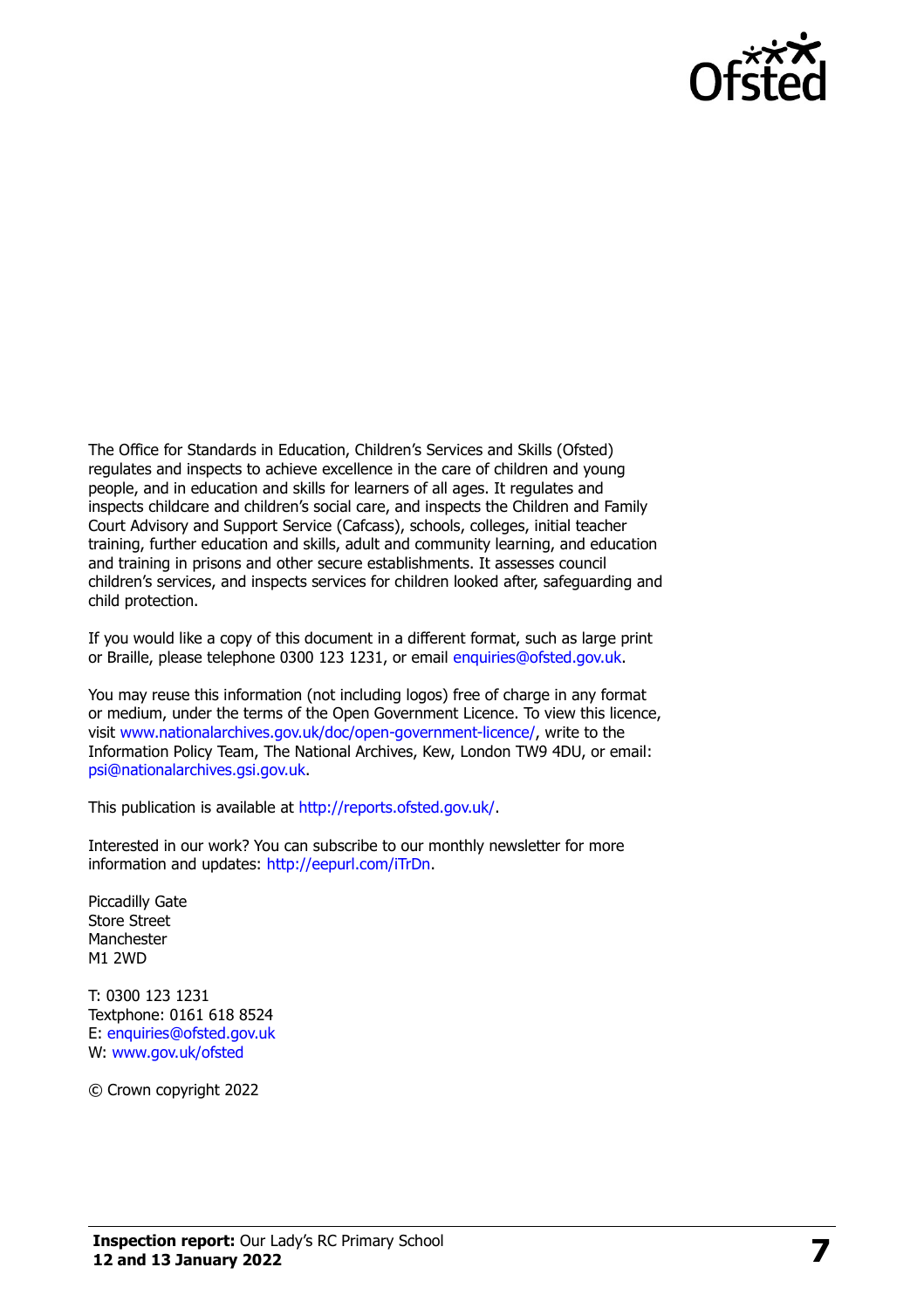The Office for Standards in Education, Children's Services and Skills (Ofsted) regulates and inspects to achieve excellence in the care of children and young people, and in education and skills for learners of all ages. It regulates and inspects childcare and children's social care, and inspects the Children and Family Court Advisory and Support Service (Cafcass), schools, colleges, initial teacher training, further education and skills, adult and community learning, and education and training in prisons and other secure establishments. It assesses council children's services, and inspects services for children looked after, safeguarding and child protection.

If you would like a copy of this document in a different format, such as large print or Braille, please telephone 0300 123 1231, or email enquiries@ofsted.gov.uk.

You may reuse this information (not including logos) free of charge in any format or medium, under the terms of the Open Government Licence. To view this licence, visit www.nationalarchives.gov.uk/doc/open-government-licence/, write to the Information Policy Team, The National Archives, Kew, London TW9 4DU, or email: psi@nationalarchives.gsi.gov.uk.

This publication is available at http://reports.ofsted.gov.uk/.

Interested in our work? You can subscribe to our monthly newsletter for more information and updates: http://eepurl.com/iTrDn.

Piccadilly Gate
Store Street
Manchester
M1 2WD

T: 0300 123 1231
Textphone: 0161 618 8524
E: enquiries@ofsted.gov.uk
W: www.gov.uk/ofsted

© Crown copyright 2022